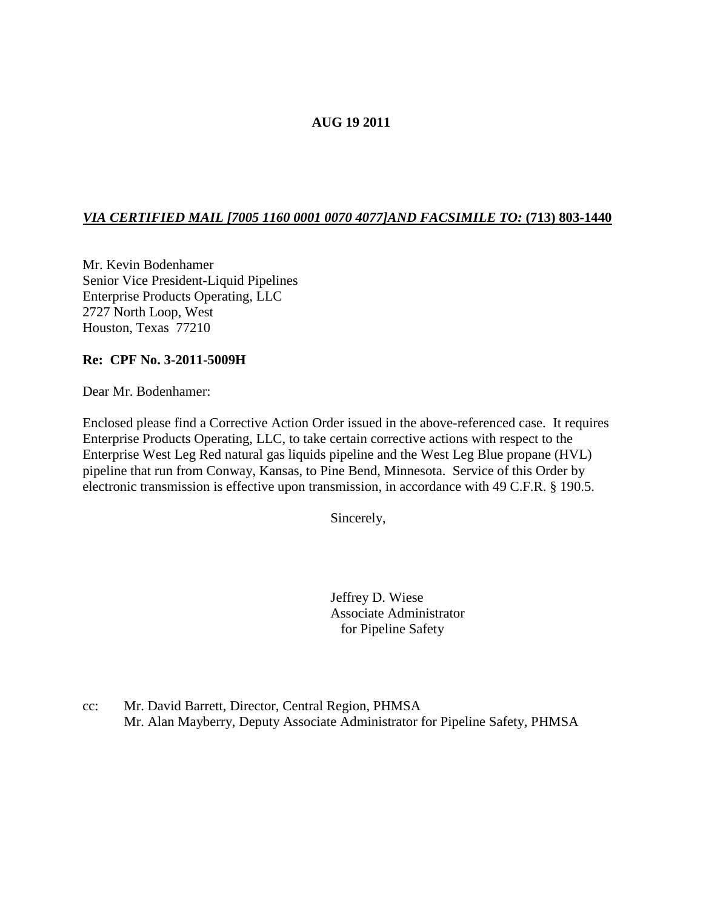**AUG 19 2011**

***VIA CERTIFIED MAIL [7005 1160 0001 0070 4077]AND FACSIMILE TO:*** **(713) 803-1440**

Mr. Kevin Bodenhamer
Senior Vice President-Liquid Pipelines
Enterprise Products Operating, LLC
2727 North Loop, West
Houston, Texas 77210

**Re: CPF No. 3-2011-5009H**

Dear Mr. Bodenhamer:

Enclosed please find a Corrective Action Order issued in the above-referenced case. It requires Enterprise Products Operating, LLC, to take certain corrective actions with respect to the Enterprise West Leg Red natural gas liquids pipeline and the West Leg Blue propane (HVL) pipeline that run from Conway, Kansas, to Pine Bend, Minnesota. Service of this Order by electronic transmission is effective upon transmission, in accordance with 49 C.F.R. § 190.5.

Sincerely,

Jeffrey D. Wiese
Associate Administrator
for Pipeline Safety

cc: Mr. David Barrett, Director, Central Region, PHMSA
Mr. Alan Mayberry, Deputy Associate Administrator for Pipeline Safety, PHMSA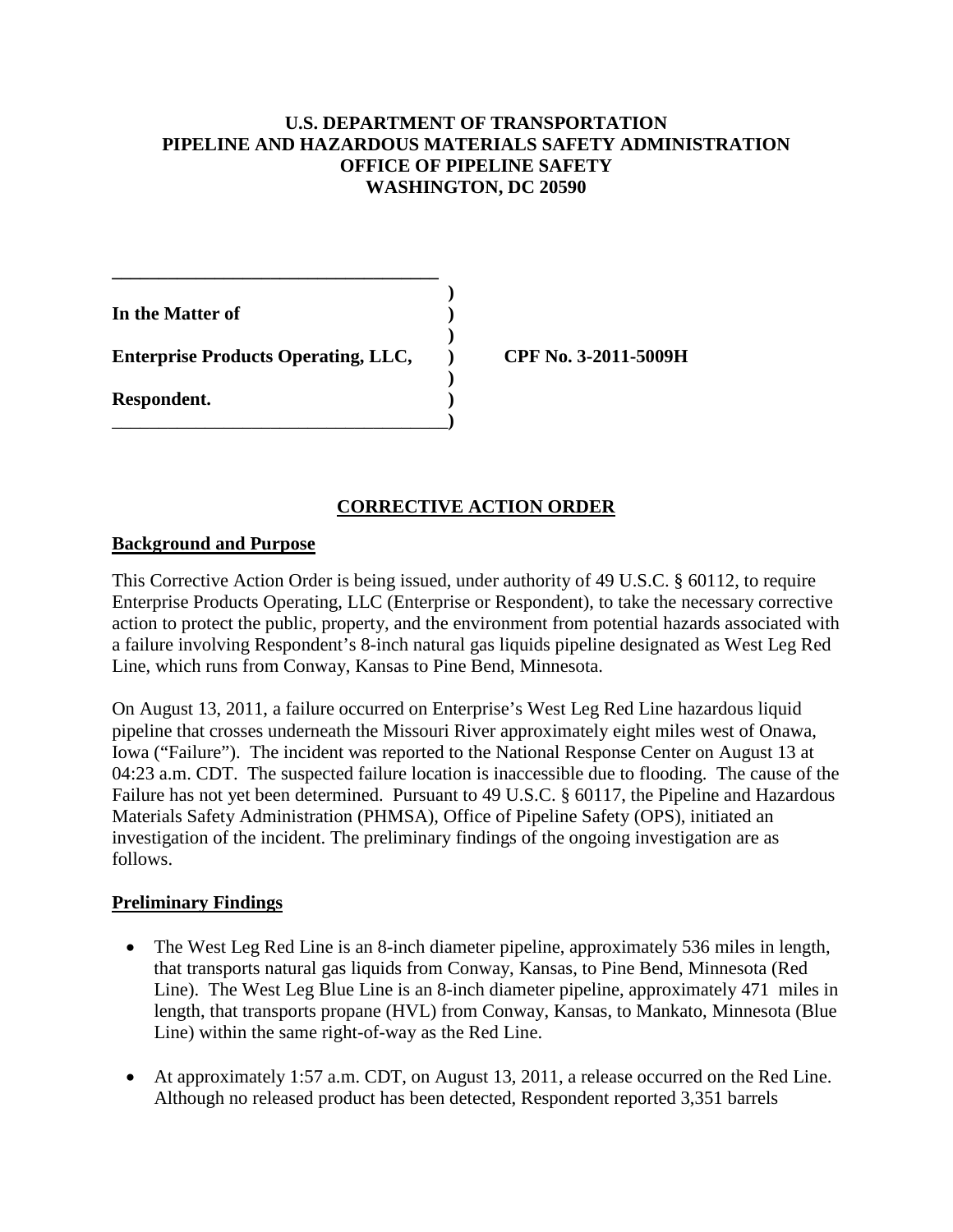**U.S. DEPARTMENT OF TRANSPORTATION**
**PIPELINE AND HAZARDOUS MATERIALS SAFETY ADMINISTRATION**
**OFFICE OF PIPELINE SAFETY**
**WASHINGTON, DC 20590**

**In the Matter of**

**Enterprise Products Operating, LLC,** **CPF No. 3-2011-5009H**

**Respondent.**

## CORRECTIVE ACTION ORDER

### Background and Purpose

This Corrective Action Order is being issued, under authority of 49 U.S.C. § 60112, to require Enterprise Products Operating, LLC (Enterprise or Respondent), to take the necessary corrective action to protect the public, property, and the environment from potential hazards associated with a failure involving Respondent's 8-inch natural gas liquids pipeline designated as West Leg Red Line, which runs from Conway, Kansas to Pine Bend, Minnesota.

On August 13, 2011, a failure occurred on Enterprise's West Leg Red Line hazardous liquid pipeline that crosses underneath the Missouri River approximately eight miles west of Onawa, Iowa ("Failure"). The incident was reported to the National Response Center on August 13 at 04:23 a.m. CDT. The suspected failure location is inaccessible due to flooding. The cause of the Failure has not yet been determined. Pursuant to 49 U.S.C. § 60117, the Pipeline and Hazardous Materials Safety Administration (PHMSA), Office of Pipeline Safety (OPS), initiated an investigation of the incident. The preliminary findings of the ongoing investigation are as follows.

### Preliminary Findings

- The West Leg Red Line is an 8-inch diameter pipeline, approximately 536 miles in length, that transports natural gas liquids from Conway, Kansas, to Pine Bend, Minnesota (Red Line). The West Leg Blue Line is an 8-inch diameter pipeline, approximately 471 miles in length, that transports propane (HVL) from Conway, Kansas, to Mankato, Minnesota (Blue Line) within the same right-of-way as the Red Line.
- At approximately 1:57 a.m. CDT, on August 13, 2011, a release occurred on the Red Line. Although no released product has been detected, Respondent reported 3,351 barrels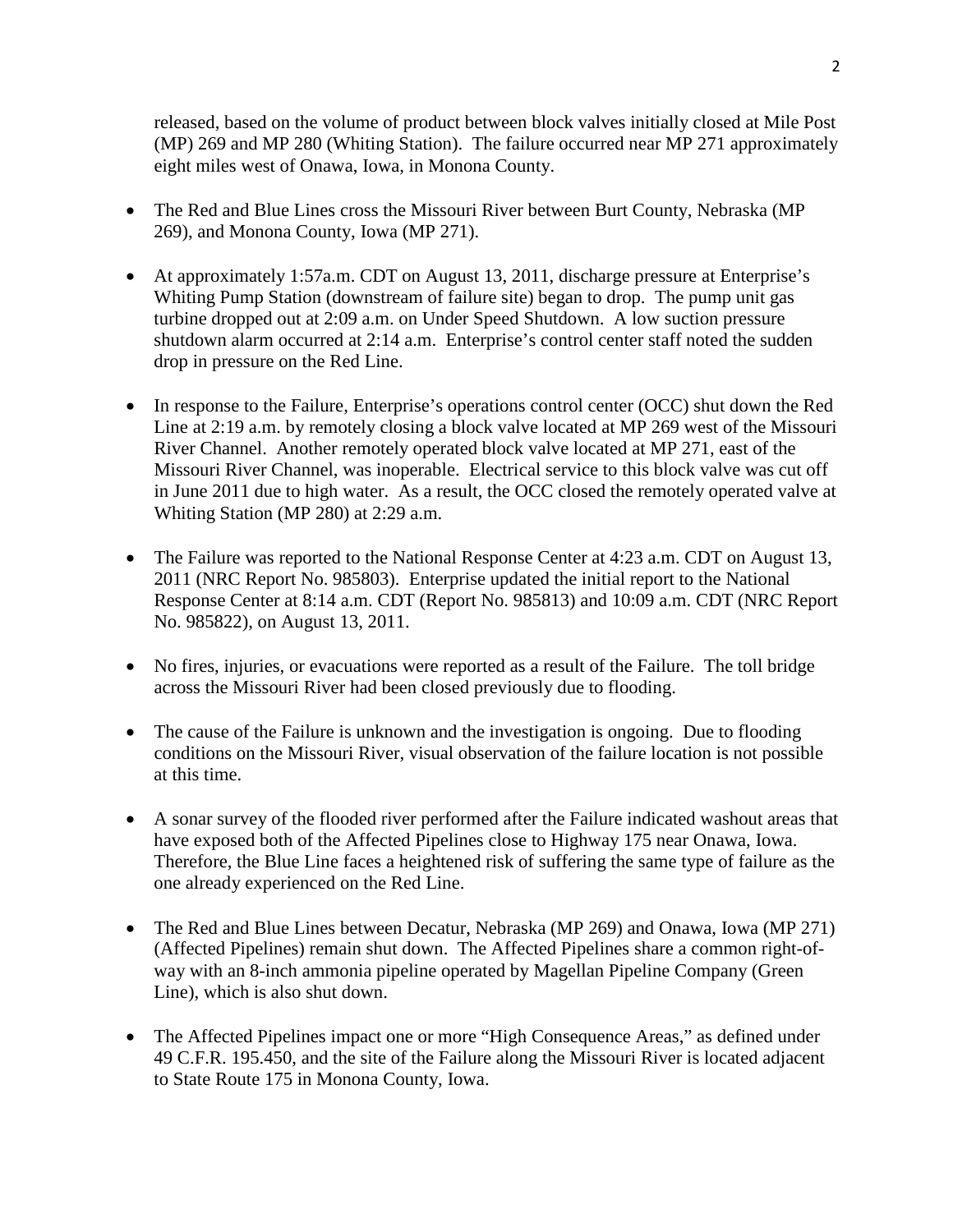released, based on the volume of product between block valves initially closed at Mile Post (MP) 269 and MP 280 (Whiting Station). The failure occurred near MP 271 approximately eight miles west of Onawa, Iowa, in Monona County.

- The Red and Blue Lines cross the Missouri River between Burt County, Nebraska (MP 269), and Monona County, Iowa (MP 271).

- At approximately 1:57a.m. CDT on August 13, 2011, discharge pressure at Enterprise's Whiting Pump Station (downstream of failure site) began to drop. The pump unit gas turbine dropped out at 2:09 a.m. on Under Speed Shutdown. A low suction pressure shutdown alarm occurred at 2:14 a.m. Enterprise's control center staff noted the sudden drop in pressure on the Red Line.

- In response to the Failure, Enterprise's operations control center (OCC) shut down the Red Line at 2:19 a.m. by remotely closing a block valve located at MP 269 west of the Missouri River Channel. Another remotely operated block valve located at MP 271, east of the Missouri River Channel, was inoperable. Electrical service to this block valve was cut off in June 2011 due to high water. As a result, the OCC closed the remotely operated valve at Whiting Station (MP 280) at 2:29 a.m.

- The Failure was reported to the National Response Center at 4:23 a.m. CDT on August 13, 2011 (NRC Report No. 985803). Enterprise updated the initial report to the National Response Center at 8:14 a.m. CDT (Report No. 985813) and 10:09 a.m. CDT (NRC Report No. 985822), on August 13, 2011.

- No fires, injuries, or evacuations were reported as a result of the Failure. The toll bridge across the Missouri River had been closed previously due to flooding.

- The cause of the Failure is unknown and the investigation is ongoing. Due to flooding conditions on the Missouri River, visual observation of the failure location is not possible at this time.

- A sonar survey of the flooded river performed after the Failure indicated washout areas that have exposed both of the Affected Pipelines close to Highway 175 near Onawa, Iowa. Therefore, the Blue Line faces a heightened risk of suffering the same type of failure as the one already experienced on the Red Line.

- The Red and Blue Lines between Decatur, Nebraska (MP 269) and Onawa, Iowa (MP 271) (Affected Pipelines) remain shut down. The Affected Pipelines share a common right-of-way with an 8-inch ammonia pipeline operated by Magellan Pipeline Company (Green Line), which is also shut down.

- The Affected Pipelines impact one or more "High Consequence Areas," as defined under 49 C.F.R. 195.450, and the site of the Failure along the Missouri River is located adjacent to State Route 175 in Monona County, Iowa.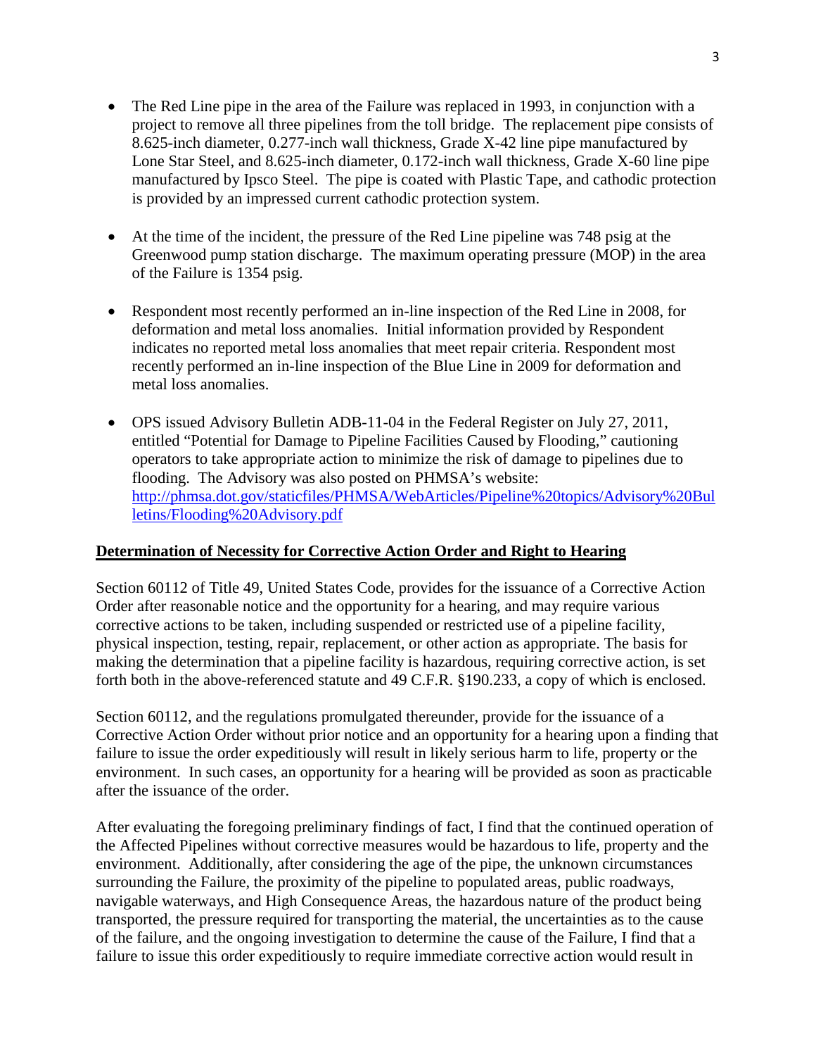- The Red Line pipe in the area of the Failure was replaced in 1993, in conjunction with a project to remove all three pipelines from the toll bridge. The replacement pipe consists of 8.625-inch diameter, 0.277-inch wall thickness, Grade X-42 line pipe manufactured by Lone Star Steel, and 8.625-inch diameter, 0.172-inch wall thickness, Grade X-60 line pipe manufactured by Ipsco Steel. The pipe is coated with Plastic Tape, and cathodic protection is provided by an impressed current cathodic protection system.

- At the time of the incident, the pressure of the Red Line pipeline was 748 psig at the Greenwood pump station discharge. The maximum operating pressure (MOP) in the area of the Failure is 1354 psig.

- Respondent most recently performed an in-line inspection of the Red Line in 2008, for deformation and metal loss anomalies. Initial information provided by Respondent indicates no reported metal loss anomalies that meet repair criteria. Respondent most recently performed an in-line inspection of the Blue Line in 2009 for deformation and metal loss anomalies.

- OPS issued Advisory Bulletin ADB-11-04 in the Federal Register on July 27, 2011, entitled "Potential for Damage to Pipeline Facilities Caused by Flooding," cautioning operators to take appropriate action to minimize the risk of damage to pipelines due to flooding. The Advisory was also posted on PHMSA's website: [http://phmsa.dot.gov/staticfiles/PHMSA/WebArticles/Pipeline%20topics/Advisory%20Bulletins/Flooding%20Advisory.pdf](http://phmsa.dot.gov/staticfiles/PHMSA/WebArticles/Pipeline%20topics/Advisory%20Bulletins/Flooding%20Advisory.pdf)

**Determination of Necessity for Corrective Action Order and Right to Hearing**

Section 60112 of Title 49, United States Code, provides for the issuance of a Corrective Action Order after reasonable notice and the opportunity for a hearing, and may require various corrective actions to be taken, including suspended or restricted use of a pipeline facility, physical inspection, testing, repair, replacement, or other action as appropriate. The basis for making the determination that a pipeline facility is hazardous, requiring corrective action, is set forth both in the above-referenced statute and 49 C.F.R. §190.233, a copy of which is enclosed.

Section 60112, and the regulations promulgated thereunder, provide for the issuance of a Corrective Action Order without prior notice and an opportunity for a hearing upon a finding that failure to issue the order expeditiously will result in likely serious harm to life, property or the environment. In such cases, an opportunity for a hearing will be provided as soon as practicable after the issuance of the order.

After evaluating the foregoing preliminary findings of fact, I find that the continued operation of the Affected Pipelines without corrective measures would be hazardous to life, property and the environment. Additionally, after considering the age of the pipe, the unknown circumstances surrounding the Failure, the proximity of the pipeline to populated areas, public roadways, navigable waterways, and High Consequence Areas, the hazardous nature of the product being transported, the pressure required for transporting the material, the uncertainties as to the cause of the failure, and the ongoing investigation to determine the cause of the Failure, I find that a failure to issue this order expeditiously to require immediate corrective action would result in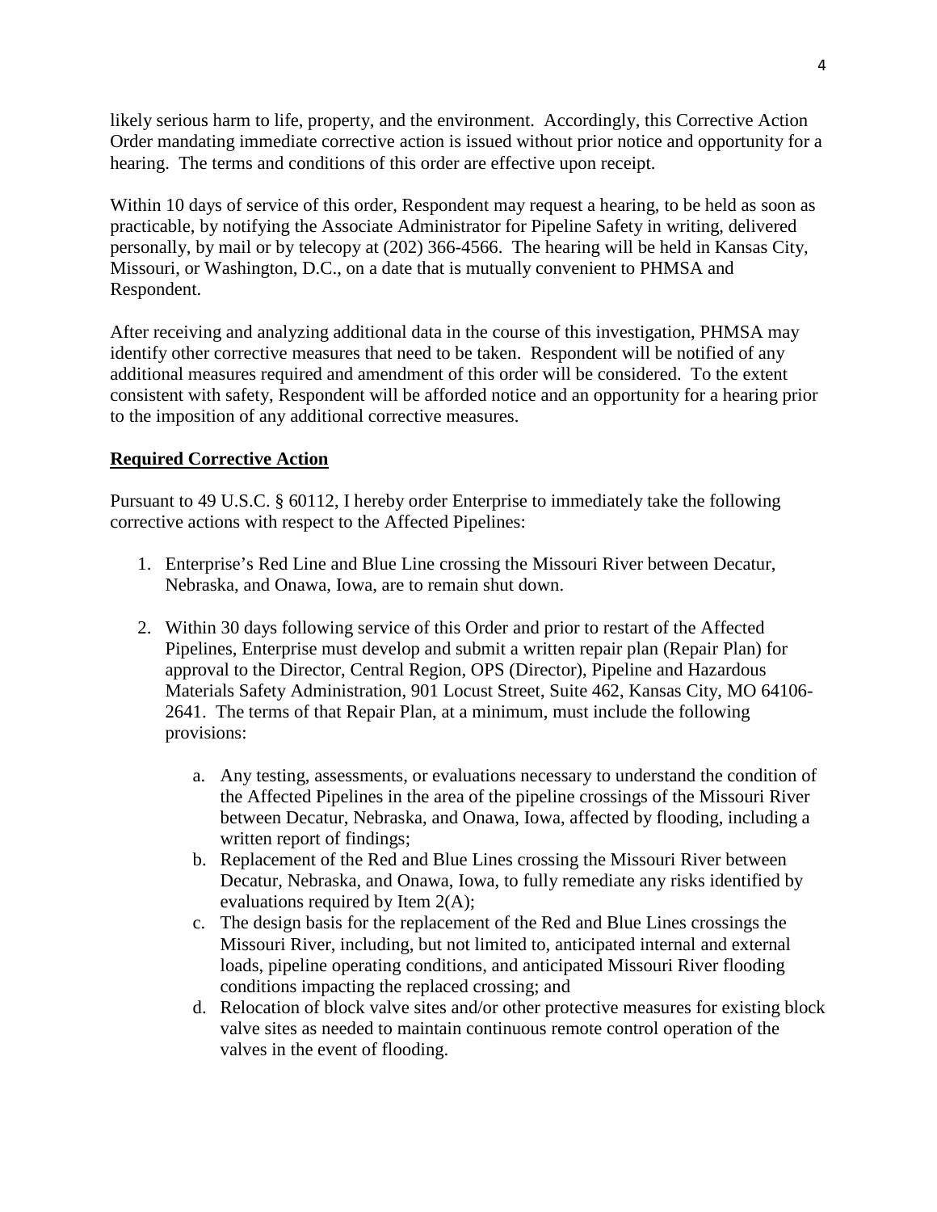likely serious harm to life, property, and the environment. Accordingly, this Corrective Action Order mandating immediate corrective action is issued without prior notice and opportunity for a hearing. The terms and conditions of this order are effective upon receipt.

Within 10 days of service of this order, Respondent may request a hearing, to be held as soon as practicable, by notifying the Associate Administrator for Pipeline Safety in writing, delivered personally, by mail or by telecopy at (202) 366-4566. The hearing will be held in Kansas City, Missouri, or Washington, D.C., on a date that is mutually convenient to PHMSA and Respondent.

After receiving and analyzing additional data in the course of this investigation, PHMSA may identify other corrective measures that need to be taken. Respondent will be notified of any additional measures required and amendment of this order will be considered. To the extent consistent with safety, Respondent will be afforded notice and an opportunity for a hearing prior to the imposition of any additional corrective measures.

**Required Corrective Action**

Pursuant to 49 U.S.C. § 60112, I hereby order Enterprise to immediately take the following corrective actions with respect to the Affected Pipelines:

1. Enterprise's Red Line and Blue Line crossing the Missouri River between Decatur, Nebraska, and Onawa, Iowa, are to remain shut down.

2. Within 30 days following service of this Order and prior to restart of the Affected Pipelines, Enterprise must develop and submit a written repair plan (Repair Plan) for approval to the Director, Central Region, OPS (Director), Pipeline and Hazardous Materials Safety Administration, 901 Locust Street, Suite 462, Kansas City, MO 64106-2641. The terms of that Repair Plan, at a minimum, must include the following provisions:

    a. Any testing, assessments, or evaluations necessary to understand the condition of the Affected Pipelines in the area of the pipeline crossings of the Missouri River between Decatur, Nebraska, and Onawa, Iowa, affected by flooding, including a written report of findings;
    b. Replacement of the Red and Blue Lines crossing the Missouri River between Decatur, Nebraska, and Onawa, Iowa, to fully remediate any risks identified by evaluations required by Item 2(A);
    c. The design basis for the replacement of the Red and Blue Lines crossings the Missouri River, including, but not limited to, anticipated internal and external loads, pipeline operating conditions, and anticipated Missouri River flooding conditions impacting the replaced crossing; and
    d. Relocation of block valve sites and/or other protective measures for existing block valve sites as needed to maintain continuous remote control operation of the valves in the event of flooding.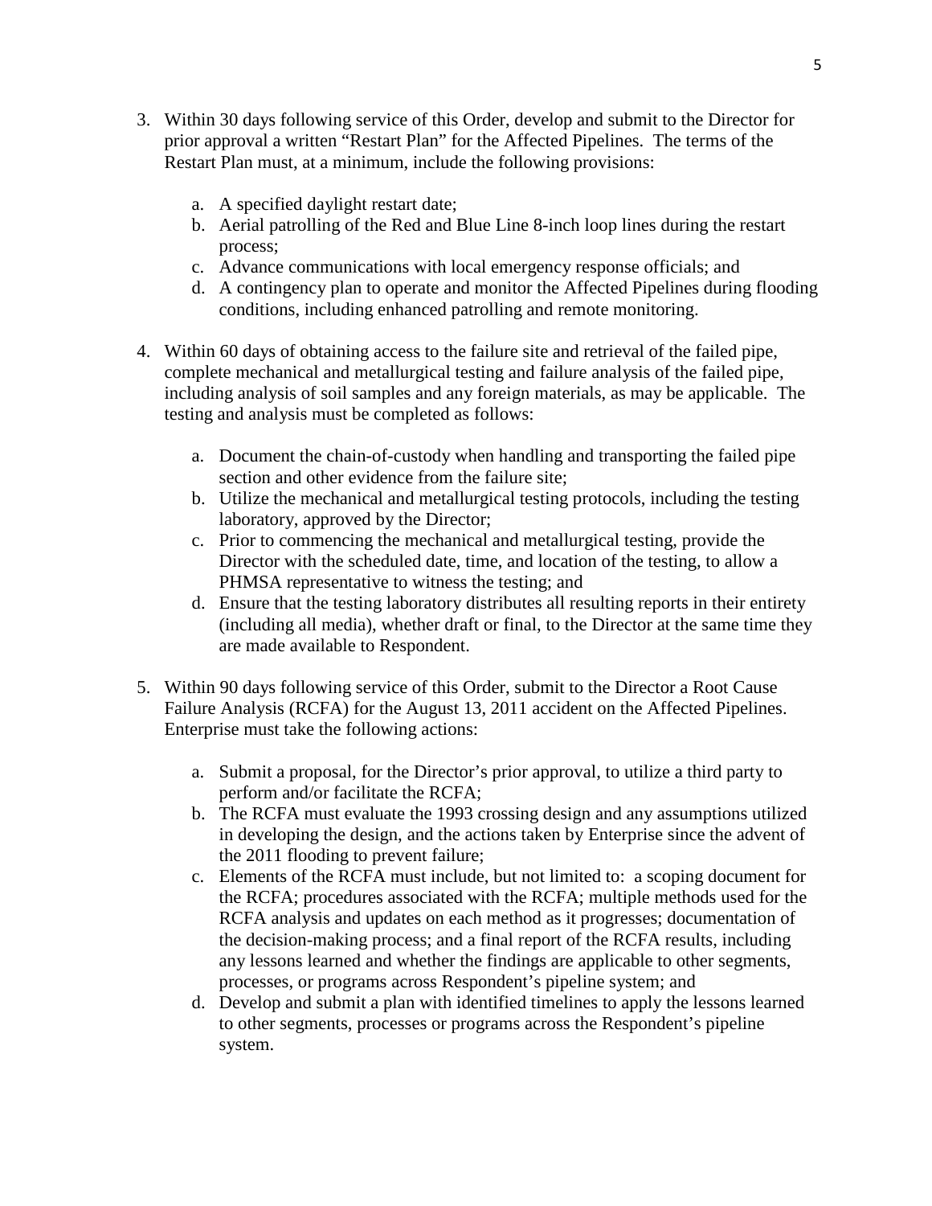3. Within 30 days following service of this Order, develop and submit to the Director for prior approval a written "Restart Plan" for the Affected Pipelines. The terms of the Restart Plan must, at a minimum, include the following provisions:

    a. A specified daylight restart date;
    b. Aerial patrolling of the Red and Blue Line 8-inch loop lines during the restart process;
    c. Advance communications with local emergency response officials; and
    d. A contingency plan to operate and monitor the Affected Pipelines during flooding conditions, including enhanced patrolling and remote monitoring.

4. Within 60 days of obtaining access to the failure site and retrieval of the failed pipe, complete mechanical and metallurgical testing and failure analysis of the failed pipe, including analysis of soil samples and any foreign materials, as may be applicable. The testing and analysis must be completed as follows:

    a. Document the chain-of-custody when handling and transporting the failed pipe section and other evidence from the failure site;
    b. Utilize the mechanical and metallurgical testing protocols, including the testing laboratory, approved by the Director;
    c. Prior to commencing the mechanical and metallurgical testing, provide the Director with the scheduled date, time, and location of the testing, to allow a PHMSA representative to witness the testing; and
    d. Ensure that the testing laboratory distributes all resulting reports in their entirety (including all media), whether draft or final, to the Director at the same time they are made available to Respondent.

5. Within 90 days following service of this Order, submit to the Director a Root Cause Failure Analysis (RCFA) for the August 13, 2011 accident on the Affected Pipelines. Enterprise must take the following actions:

    a. Submit a proposal, for the Director's prior approval, to utilize a third party to perform and/or facilitate the RCFA;
    b. The RCFA must evaluate the 1993 crossing design and any assumptions utilized in developing the design, and the actions taken by Enterprise since the advent of the 2011 flooding to prevent failure;
    c. Elements of the RCFA must include, but not limited to: a scoping document for the RCFA; procedures associated with the RCFA; multiple methods used for the RCFA analysis and updates on each method as it progresses; documentation of the decision-making process; and a final report of the RCFA results, including any lessons learned and whether the findings are applicable to other segments, processes, or programs across Respondent's pipeline system; and
    d. Develop and submit a plan with identified timelines to apply the lessons learned to other segments, processes or programs across the Respondent's pipeline system.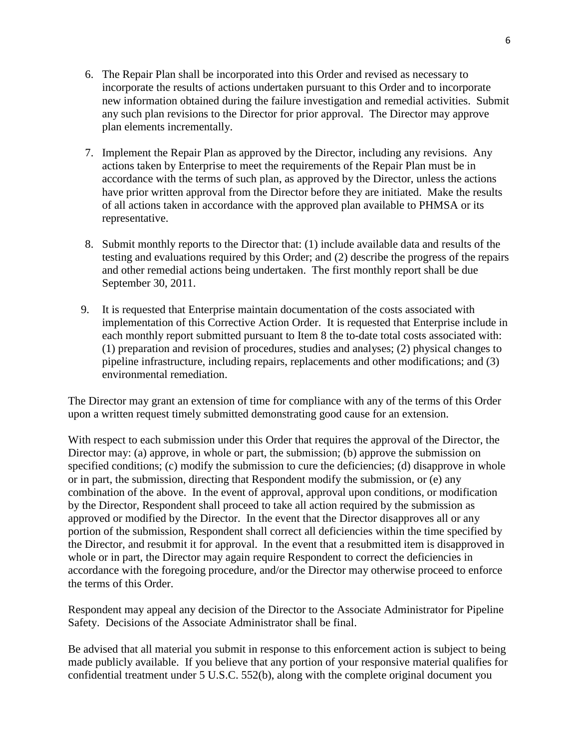6. The Repair Plan shall be incorporated into this Order and revised as necessary to incorporate the results of actions undertaken pursuant to this Order and to incorporate new information obtained during the failure investigation and remedial activities. Submit any such plan revisions to the Director for prior approval. The Director may approve plan elements incrementally.

7. Implement the Repair Plan as approved by the Director, including any revisions. Any actions taken by Enterprise to meet the requirements of the Repair Plan must be in accordance with the terms of such plan, as approved by the Director, unless the actions have prior written approval from the Director before they are initiated. Make the results of all actions taken in accordance with the approved plan available to PHMSA or its representative.

8. Submit monthly reports to the Director that: (1) include available data and results of the testing and evaluations required by this Order; and (2) describe the progress of the repairs and other remedial actions being undertaken. The first monthly report shall be due September 30, 2011.

9. It is requested that Enterprise maintain documentation of the costs associated with implementation of this Corrective Action Order. It is requested that Enterprise include in each monthly report submitted pursuant to Item 8 the to-date total costs associated with: (1) preparation and revision of procedures, studies and analyses; (2) physical changes to pipeline infrastructure, including repairs, replacements and other modifications; and (3) environmental remediation.

The Director may grant an extension of time for compliance with any of the terms of this Order upon a written request timely submitted demonstrating good cause for an extension.

With respect to each submission under this Order that requires the approval of the Director, the Director may: (a) approve, in whole or part, the submission; (b) approve the submission on specified conditions; (c) modify the submission to cure the deficiencies; (d) disapprove in whole or in part, the submission, directing that Respondent modify the submission, or (e) any combination of the above. In the event of approval, approval upon conditions, or modification by the Director, Respondent shall proceed to take all action required by the submission as approved or modified by the Director. In the event that the Director disapproves all or any portion of the submission, Respondent shall correct all deficiencies within the time specified by the Director, and resubmit it for approval. In the event that a resubmitted item is disapproved in whole or in part, the Director may again require Respondent to correct the deficiencies in accordance with the foregoing procedure, and/or the Director may otherwise proceed to enforce the terms of this Order.

Respondent may appeal any decision of the Director to the Associate Administrator for Pipeline Safety. Decisions of the Associate Administrator shall be final.

Be advised that all material you submit in response to this enforcement action is subject to being made publicly available. If you believe that any portion of your responsive material qualifies for confidential treatment under 5 U.S.C. 552(b), along with the complete original document you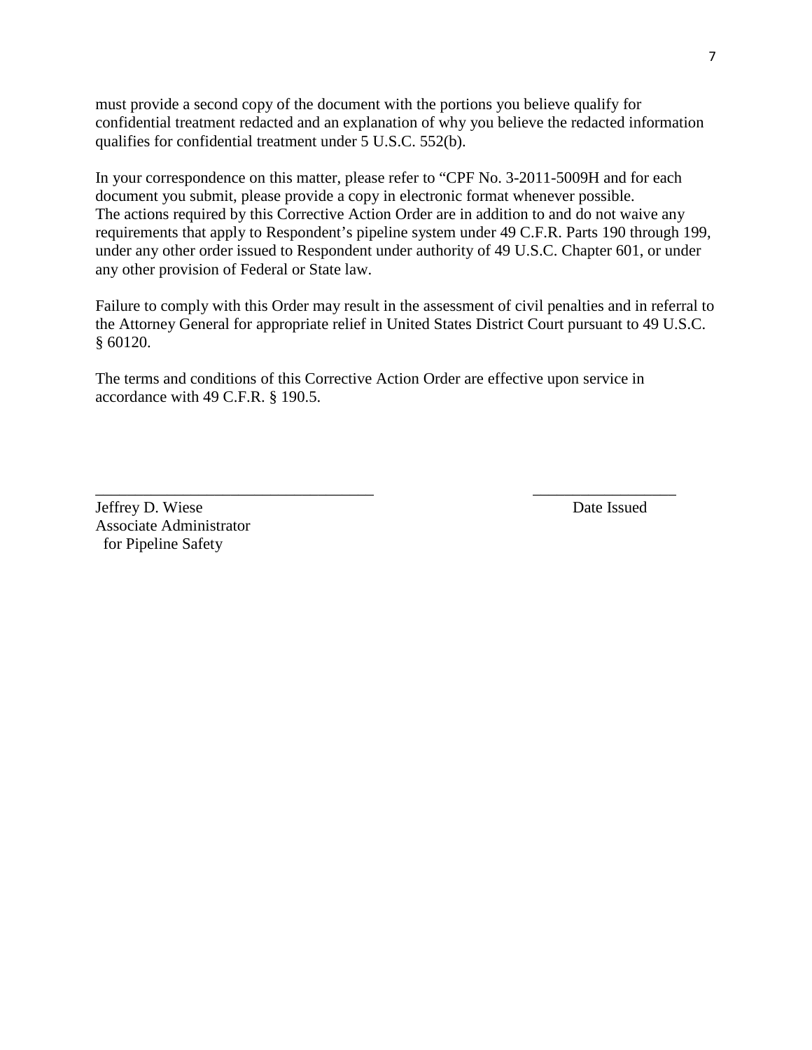must provide a second copy of the document with the portions you believe qualify for confidential treatment redacted and an explanation of why you believe the redacted information qualifies for confidential treatment under 5 U.S.C. 552(b).

In your correspondence on this matter, please refer to "CPF No. 3-2011-5009H and for each document you submit, please provide a copy in electronic format whenever possible.
The actions required by this Corrective Action Order are in addition to and do not waive any requirements that apply to Respondent's pipeline system under 49 C.F.R. Parts 190 through 199, under any other order issued to Respondent under authority of 49 U.S.C. Chapter 601, or under any other provision of Federal or State law.

Failure to comply with this Order may result in the assessment of civil penalties and in referral to the Attorney General for appropriate relief in United States District Court pursuant to 49 U.S.C. § 60120.

The terms and conditions of this Corrective Action Order are effective upon service in accordance with 49 C.F.R. § 190.5.

\_\_\_\_\_\_\_\_\_\_\_\_\_\_\_\_\_\_\_\_\_\_\_\_\_\_\_\_\_\_\_\_\_\_\_ \_\_\_\_\_\_\_\_\_\_\_\_\_\_\_\_\_\_

Jeffrey D. Wiese
Associate Administrator
for Pipeline Safety

Date Issued